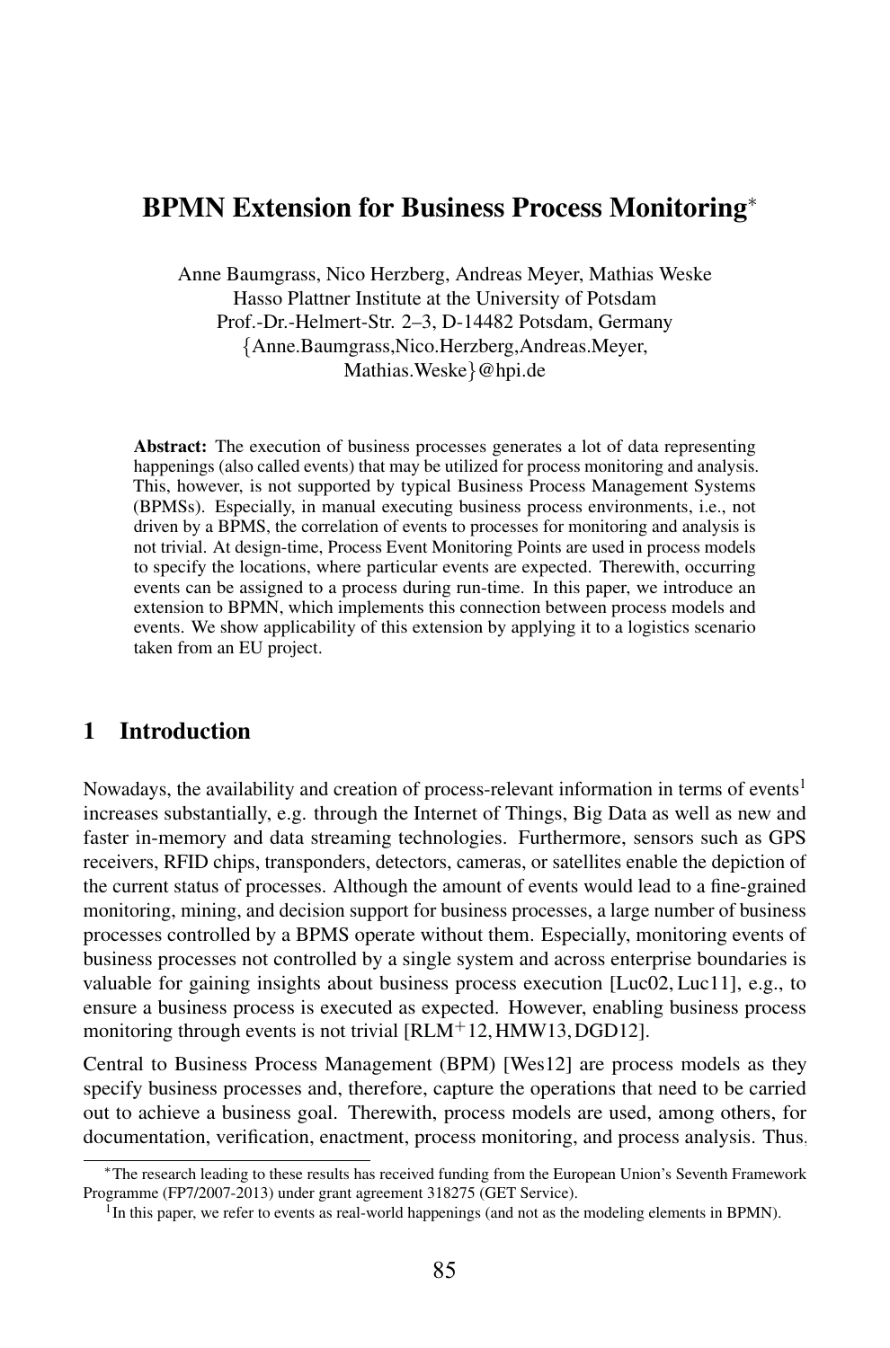# BPMN Extension for Business Process Monitoring*

Anne Baumgrass, Nico Herzberg, Andreas Meyer, Mathias Weske
Hasso Plattner Institute at the University of Potsdam
Prof.-Dr.-Helmert-Str. 2–3, D-14482 Potsdam, Germany
{Anne.Baumgrass,Nico.Herzberg,Andreas.Meyer,
Mathias.Weske}@hpi.de

**Abstract:** The execution of business processes generates a lot of data representing happenings (also called events) that may be utilized for process monitoring and analysis. This, however, is not supported by typical Business Process Management Systems (BPMSs). Especially, in manual executing business process environments, i.e., not driven by a BPMS, the correlation of events to processes for monitoring and analysis is not trivial. At design-time, Process Event Monitoring Points are used in process models to specify the locations, where particular events are expected. Therewith, occurring events can be assigned to a process during run-time. In this paper, we introduce an extension to BPMN, which implements this connection between process models and events. We show applicability of this extension by applying it to a logistics scenario taken from an EU project.

## 1 Introduction

Nowadays, the availability and creation of process-relevant information in terms of events[1] increases substantially, e.g. through the Internet of Things, Big Data as well as new and faster in-memory and data streaming technologies. Furthermore, sensors such as GPS receivers, RFID chips, transponders, detectors, cameras, or satellites enable the depiction of the current status of processes. Although the amount of events would lead to a fine-grained monitoring, mining, and decision support for business processes, a large number of business processes controlled by a BPMS operate without them. Especially, monitoring events of business processes not controlled by a single system and across enterprise boundaries is valuable for gaining insights about business process execution [Luc02, Luc11], e.g., to ensure a business process is executed as expected. However, enabling business process monitoring through events is not trivial [RLM+12, HMW13, DGD12].

Central to Business Process Management (BPM) [Wes12] are process models as they specify business processes and, therefore, capture the operations that need to be carried out to achieve a business goal. Therewith, process models are used, among others, for documentation, verification, enactment, process monitoring, and process analysis. Thus,

*The research leading to these results has received funding from the European Union's Seventh Framework Programme (FP7/2007-2013) under grant agreement 318275 (GET Service).

[1] In this paper, we refer to events as real-world happenings (and not as the modeling elements in BPMN).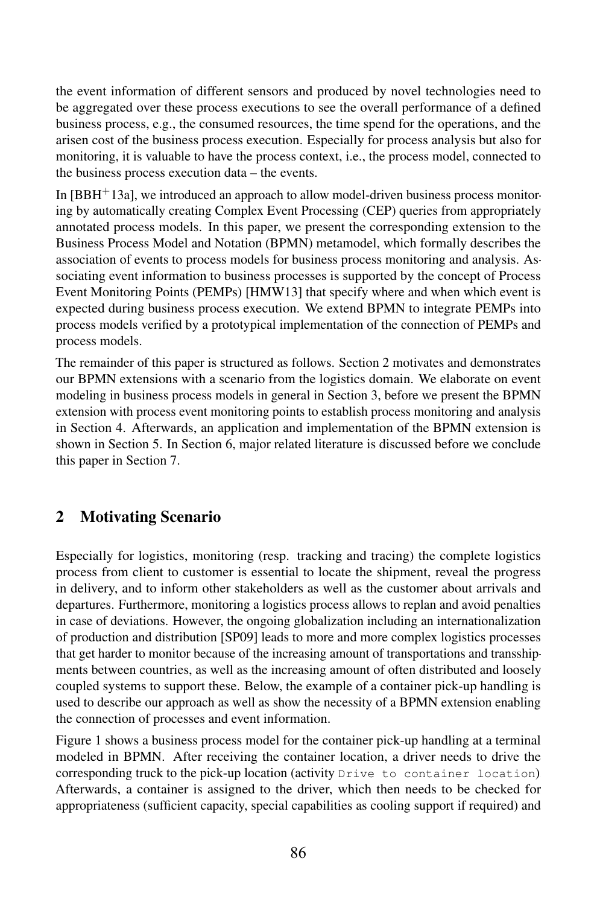the event information of different sensors and produced by novel technologies need to be aggregated over these process executions to see the overall performance of a defined business process, e.g., the consumed resources, the time spend for the operations, and the arisen cost of the business process execution. Especially for process analysis but also for monitoring, it is valuable to have the process context, i.e., the process model, connected to the business process execution data – the events.

In [BBH+13a], we introduced an approach to allow model-driven business process monitoring by automatically creating Complex Event Processing (CEP) queries from appropriately annotated process models. In this paper, we present the corresponding extension to the Business Process Model and Notation (BPMN) metamodel, which formally describes the association of events to process models for business process monitoring and analysis. Associating event information to business processes is supported by the concept of Process Event Monitoring Points (PEMPs) [HMW13] that specify where and when which event is expected during business process execution. We extend BPMN to integrate PEMPs into process models verified by a prototypical implementation of the connection of PEMPs and process models.

The remainder of this paper is structured as follows. Section 2 motivates and demonstrates our BPMN extensions with a scenario from the logistics domain. We elaborate on event modeling in business process models in general in Section 3, before we present the BPMN extension with process event monitoring points to establish process monitoring and analysis in Section 4. Afterwards, an application and implementation of the BPMN extension is shown in Section 5. In Section 6, major related literature is discussed before we conclude this paper in Section 7.

## 2 Motivating Scenario

Especially for logistics, monitoring (resp. tracking and tracing) the complete logistics process from client to customer is essential to locate the shipment, reveal the progress in delivery, and to inform other stakeholders as well as the customer about arrivals and departures. Furthermore, monitoring a logistics process allows to replan and avoid penalties in case of deviations. However, the ongoing globalization including an internationalization of production and distribution [SP09] leads to more and more complex logistics processes that get harder to monitor because of the increasing amount of transportations and transshipments between countries, as well as the increasing amount of often distributed and loosely coupled systems to support these. Below, the example of a container pick-up handling is used to describe our approach as well as show the necessity of a BPMN extension enabling the connection of processes and event information.

Figure 1 shows a business process model for the container pick-up handling at a terminal modeled in BPMN. After receiving the container location, a driver needs to drive the corresponding truck to the pick-up location (activity `Drive to container location`) Afterwards, a container is assigned to the driver, which then needs to be checked for appropriateness (sufficient capacity, special capabilities as cooling support if required) and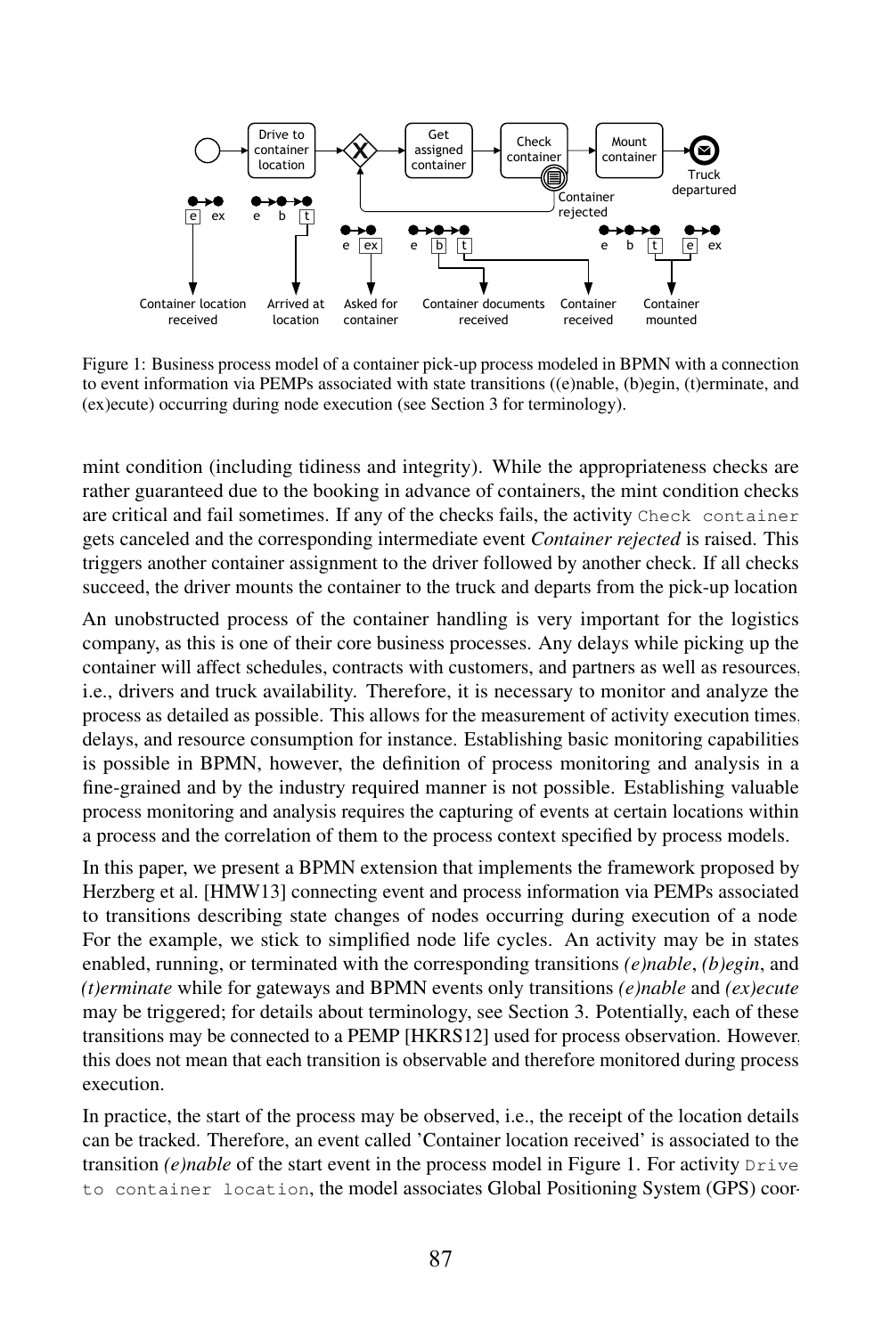Figure 1: Business process model of a container pick-up process modeled in BPMN with a connection to event information via PEMPs associated with state transitions ((e)nable, (b)egin, (t)erminate, and (ex)ecute) occurring during node execution (see Section 3 for terminology).

mint condition (including tidiness and integrity). While the appropriateness checks are rather guaranteed due to the booking in advance of containers, the mint condition checks are critical and fail sometimes. If any of the checks fails, the activity `Check container` gets canceled and the corresponding intermediate event *Container rejected* is raised. This triggers another container assignment to the driver followed by another check. If all checks succeed, the driver mounts the container to the truck and departs from the pick-up location.

An unobstructed process of the container handling is very important for the logistics company, as this is one of their core business processes. Any delays while picking up the container will affect schedules, contracts with customers, and partners as well as resources, i.e., drivers and truck availability. Therefore, it is necessary to monitor and analyze the process as detailed as possible. This allows for the measurement of activity execution times, delays, and resource consumption for instance. Establishing basic monitoring capabilities is possible in BPMN, however, the definition of process monitoring and analysis in a fine-grained and by the industry required manner is not possible. Establishing valuable process monitoring and analysis requires the capturing of events at certain locations within a process and the correlation of them to the process context specified by process models.

In this paper, we present a BPMN extension that implements the framework proposed by Herzberg et al. [HMW13] connecting event and process information via PEMPs associated to transitions describing state changes of nodes occurring during execution of a node. For the example, we stick to simplified node life cycles. An activity may be in states enabled, running, or terminated with the corresponding transitions *(e)nable*, *(b)egin*, and *(t)erminate* while for gateways and BPMN events only transitions *(e)nable* and *(ex)ecute* may be triggered; for details about terminology, see Section 3. Potentially, each of these transitions may be connected to a PEMP [HKRS12] used for process observation. However, this does not mean that each transition is observable and therefore monitored during process execution.

In practice, the start of the process may be observed, i.e., the receipt of the location details can be tracked. Therefore, an event called 'Container location received' is associated to the transition *(e)nable* of the start event in the process model in Figure 1. For activity `Drive to container location`, the model associates Global Positioning System (GPS) coor-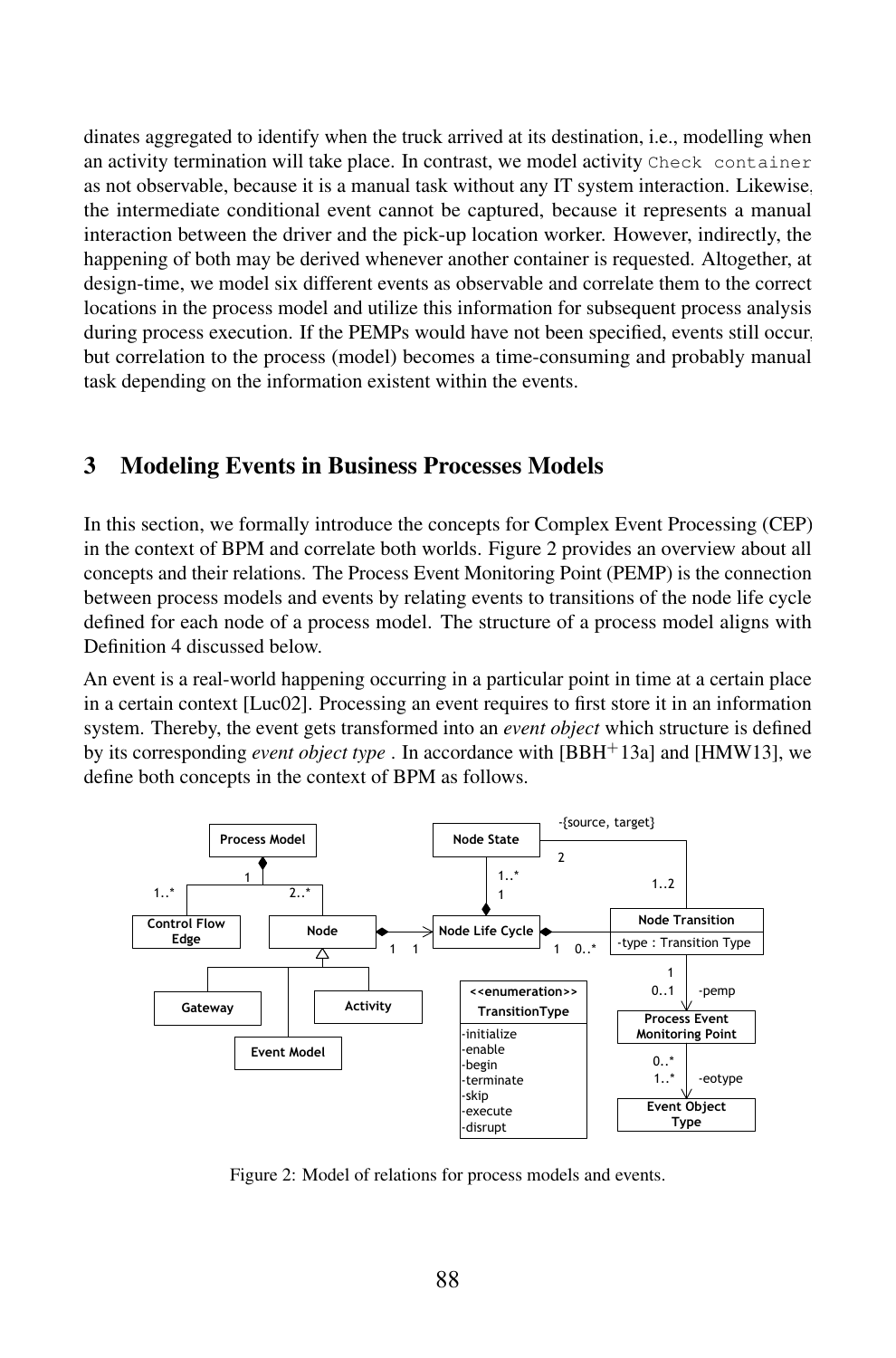dinates aggregated to identify when the truck arrived at its destination, i.e., modelling when an activity termination will take place. In contrast, we model activity `Check container` as not observable, because it is a manual task without any IT system interaction. Likewise, the intermediate conditional event cannot be captured, because it represents a manual interaction between the driver and the pick-up location worker. However, indirectly, the happening of both may be derived whenever another container is requested. Altogether, at design-time, we model six different events as observable and correlate them to the correct locations in the process model and utilize this information for subsequent process analysis during process execution. If the PEMPs would have not been specified, events still occur, but correlation to the process (model) becomes a time-consuming and probably manual task depending on the information existent within the events.

## 3 Modeling Events in Business Processes Models

In this section, we formally introduce the concepts for Complex Event Processing (CEP) in the context of BPM and correlate both worlds. Figure 2 provides an overview about all concepts and their relations. The Process Event Monitoring Point (PEMP) is the connection between process models and events by relating events to transitions of the node life cycle defined for each node of a process model. The structure of a process model aligns with Definition 4 discussed below.

An event is a real-world happening occurring in a particular point in time at a certain place in a certain context [Luc02]. Processing an event requires to first store it in an information system. Thereby, the event gets transformed into an *event object* which structure is defined by its corresponding *event object type* . In accordance with [BBH+13a] and [HMW13], we define both concepts in the context of BPM as follows.

Figure 2: Model of relations for process models and events.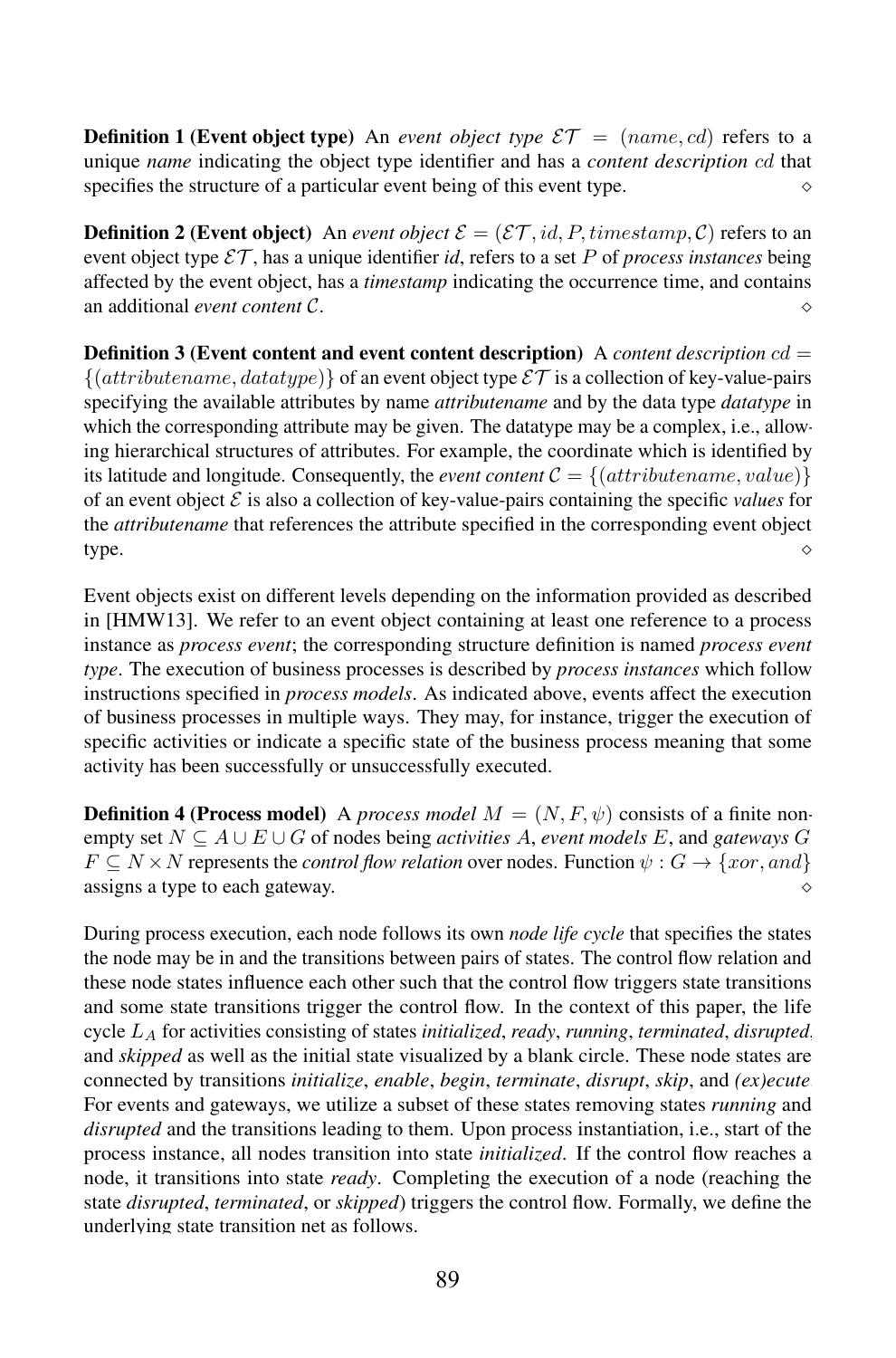**Definition 1 (Event object type)** An *event object type* $\mathcal{ET} = (name, cd)$ refers to a unique *name* indicating the object type identifier and has a *content description* $cd$ that specifies the structure of a particular event being of this event type. ⋄

**Definition 2 (Event object)** An *event object* $\mathcal{E} = (\mathcal{ET}, id, P, timestamp, \mathcal{C})$ refers to an event object type $\mathcal{ET}$, has a unique identifier *id*, refers to a set $P$ of *process instances* being affected by the event object, has a *timestamp* indicating the occurrence time, and contains an additional *event content* $\mathcal{C}$. ⋄

**Definition 3 (Event content and event content description)** A *content description* $cd = \{(attributename, datatype)\}$ of an event object type $\mathcal{ET}$ is a collection of key-value-pairs specifying the available attributes by name *attributename* and by the data type *datatype* in which the corresponding attribute may be given. The datatype may be a complex, i.e., allowing hierarchical structures of attributes. For example, the coordinate which is identified by its latitude and longitude. Consequently, the *event content* $\mathcal{C} = \{(attributename, value)\}$ of an event object $\mathcal{E}$ is also a collection of key-value-pairs containing the specific *values* for the *attributename* that references the attribute specified in the corresponding event object type. ⋄

Event objects exist on different levels depending on the information provided as described in [HMW13]. We refer to an event object containing at least one reference to a process instance as *process event*; the corresponding structure definition is named *process event type*. The execution of business processes is described by *process instances* which follow instructions specified in *process models*. As indicated above, events affect the execution of business processes in multiple ways. They may, for instance, trigger the execution of specific activities or indicate a specific state of the business process meaning that some activity has been successfully or unsuccessfully executed.

**Definition 4 (Process model)** A *process model* $M = (N, F, \psi)$ consists of a finite non-empty set $N \subseteq A \cup E \cup G$ of nodes being *activities* $A$, *event models* $E$, and *gateways* $G$ $F \subseteq N \times N$ represents the *control flow relation* over nodes. Function $\psi : G \rightarrow \{xor, and\}$ assigns a type to each gateway. ⋄

During process execution, each node follows its own *node life cycle* that specifies the states the node may be in and the transitions between pairs of states. The control flow relation and these node states influence each other such that the control flow triggers state transitions and some state transitions trigger the control flow. In the context of this paper, the life cycle $L_A$ for activities consisting of states *initialized*, *ready*, *running*, *terminated*, *disrupted*, and *skipped* as well as the initial state visualized by a blank circle. These node states are connected by transitions *initialize*, *enable*, *begin*, *terminate*, *disrupt*, *skip*, and *(ex)ecute*. For events and gateways, we utilize a subset of these states removing states *running* and *disrupted* and the transitions leading to them. Upon process instantiation, i.e., start of the process instance, all nodes transition into state *initialized*. If the control flow reaches a node, it transitions into state *ready*. Completing the execution of a node (reaching the state *disrupted*, *terminated*, or *skipped*) triggers the control flow. Formally, we define the underlying state transition net as follows.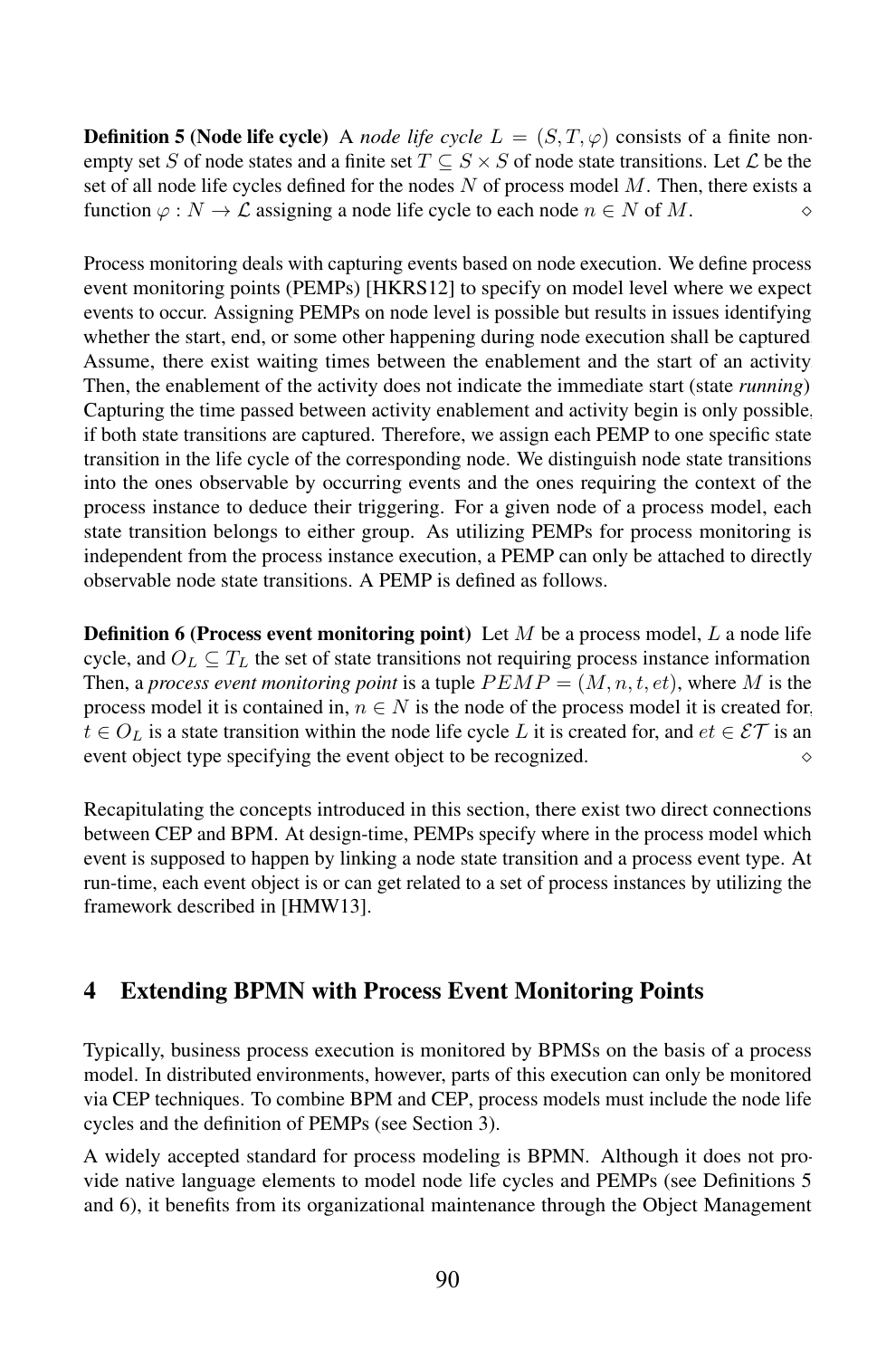**Definition 5 (Node life cycle)** A *node life cycle* $L = (S, T, \varphi)$ consists of a finite non-empty set $S$ of node states and a finite set $T \subseteq S \times S$ of node state transitions. Let $\mathcal{L}$ be the set of all node life cycles defined for the nodes $N$ of process model $M$. Then, there exists a function $\varphi : N \rightarrow \mathcal{L}$ assigning a node life cycle to each node $n \in N$ of $M$. $\diamond$

Process monitoring deals with capturing events based on node execution. We define process event monitoring points (PEMPs) [HKRS12] to specify on model level where we expect events to occur. Assigning PEMPs on node level is possible but results in issues identifying whether the start, end, or some other happening during node execution shall be captured. Assume, there exist waiting times between the enablement and the start of an activity. Then, the enablement of the activity does not indicate the immediate start (state *running*). Capturing the time passed between activity enablement and activity begin is only possible, if both state transitions are captured. Therefore, we assign each PEMP to one specific state transition in the life cycle of the corresponding node. We distinguish node state transitions into the ones observable by occurring events and the ones requiring the context of the process instance to deduce their triggering. For a given node of a process model, each state transition belongs to either group. As utilizing PEMPs for process monitoring is independent from the process instance execution, a PEMP can only be attached to directly observable node state transitions. A PEMP is defined as follows.

**Definition 6 (Process event monitoring point)** Let $M$ be a process model, $L$ a node life cycle, and $O_L \subseteq T_L$ the set of state transitions not requiring process instance information. Then, a *process event monitoring point* is a tuple $PEMP = (M, n, t, et)$, where $M$ is the process model it is contained in, $n \in N$ is the node of the process model it is created for, $t \in O_L$ is a state transition within the node life cycle $L$ it is created for, and $et \in \mathcal{ET}$ is an event object type specifying the event object to be recognized. $\diamond$

Recapitulating the concepts introduced in this section, there exist two direct connections between CEP and BPM. At design-time, PEMPs specify where in the process model which event is supposed to happen by linking a node state transition and a process event type. At run-time, each event object is or can get related to a set of process instances by utilizing the framework described in [HMW13].

## 4 Extending BPMN with Process Event Monitoring Points

Typically, business process execution is monitored by BPMSs on the basis of a process model. In distributed environments, however, parts of this execution can only be monitored via CEP techniques. To combine BPM and CEP, process models must include the node life cycles and the definition of PEMPs (see Section 3).

A widely accepted standard for process modeling is BPMN. Although it does not provide native language elements to model node life cycles and PEMPs (see Definitions 5 and 6), it benefits from its organizational maintenance through the Object Management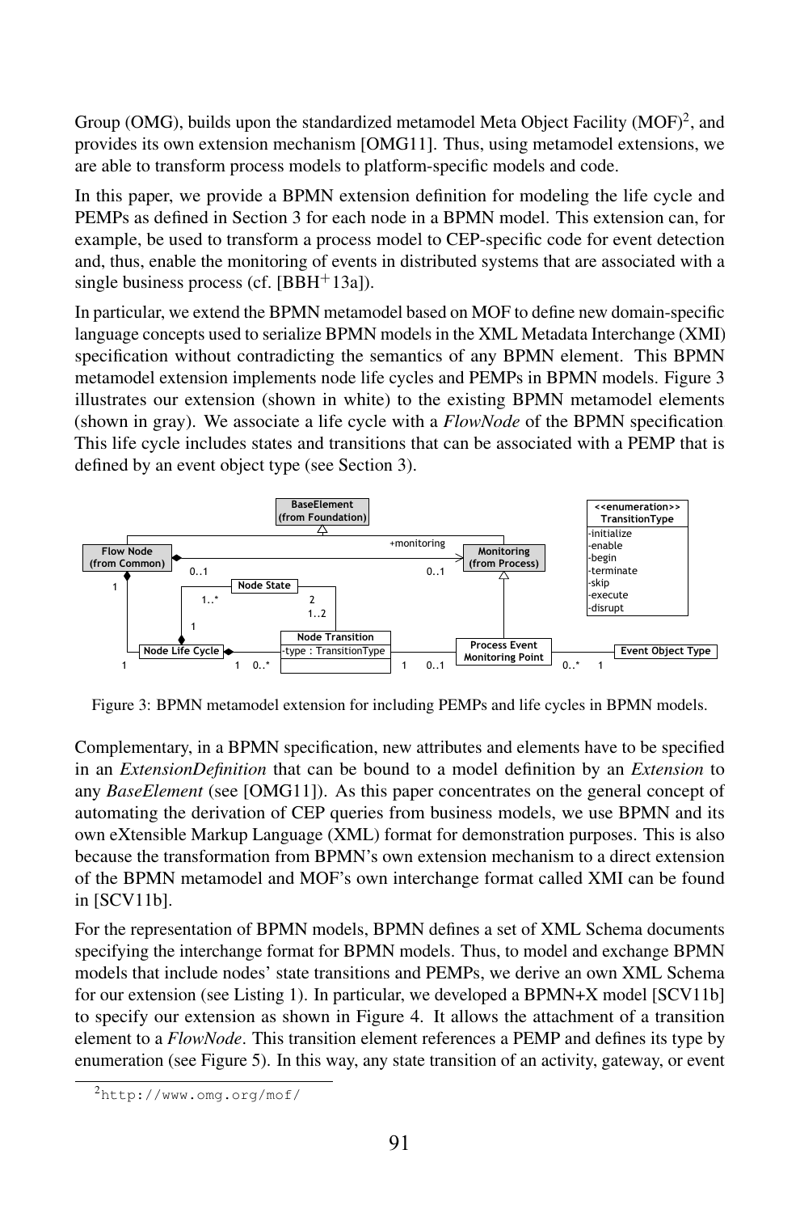Group (OMG), builds upon the standardized metamodel Meta Object Facility (MOF)[2], and provides its own extension mechanism [OMG11]. Thus, using metamodel extensions, we are able to transform process models to platform-specific models and code.

In this paper, we provide a BPMN extension definition for modeling the life cycle and PEMPs as defined in Section 3 for each node in a BPMN model. This extension can, for example, be used to transform a process model to CEP-specific code for event detection and, thus, enable the monitoring of events in distributed systems that are associated with a single business process (cf. [BBH+13a]).

In particular, we extend the BPMN metamodel based on MOF to define new domain-specific language concepts used to serialize BPMN models in the XML Metadata Interchange (XMI) specification without contradicting the semantics of any BPMN element. This BPMN metamodel extension implements node life cycles and PEMPs in BPMN models. Figure 3 illustrates our extension (shown in white) to the existing BPMN metamodel elements (shown in gray). We associate a life cycle with a *FlowNode* of the BPMN specification. This life cycle includes states and transitions that can be associated with a PEMP that is defined by an event object type (see Section 3).

Figure 3: BPMN metamodel extension for including PEMPs and life cycles in BPMN models.

Complementary, in a BPMN specification, new attributes and elements have to be specified in an *ExtensionDefinition* that can be bound to a model definition by an *Extension* to any *BaseElement* (see [OMG11]). As this paper concentrates on the general concept of automating the derivation of CEP queries from business models, we use BPMN and its own eXtensible Markup Language (XML) format for demonstration purposes. This is also because the transformation from BPMN's own extension mechanism to a direct extension of the BPMN metamodel and MOF's own interchange format called XMI can be found in [SCV11b].

For the representation of BPMN models, BPMN defines a set of XML Schema documents specifying the interchange format for BPMN models. Thus, to model and exchange BPMN models that include nodes' state transitions and PEMPs, we derive an own XML Schema for our extension (see Listing 1). In particular, we developed a BPMN+X model [SCV11b] to specify our extension as shown in Figure 4. It allows the attachment of a transition element to a *FlowNode*. This transition element references a PEMP and defines its type by enumeration (see Figure 5). In this way, any state transition of an activity, gateway, or event

[2] http://www.omg.org/mof/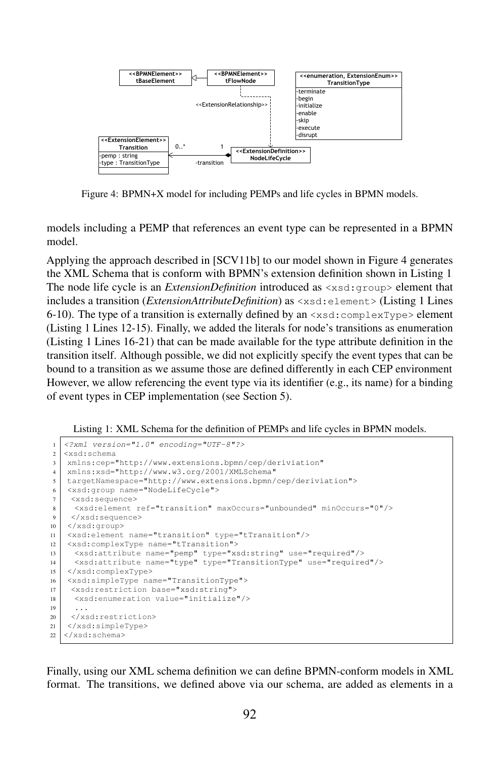Figure 4: BPMN+X model for including PEMPs and life cycles in BPMN models.

models including a PEMP that references an event type can be represented in a BPMN model.

Applying the approach described in [SCV11b] to our model shown in Figure 4 generates the XML Schema that is conform with BPMN's extension definition shown in Listing 1. The node life cycle is an *ExtensionDefinition* introduced as `<xsd:group>` element that includes a transition (*ExtensionAttributeDefinition*) as `<xsd:element>` (Listing 1 Lines 6-10). The type of a transition is externally defined by an `<xsd:complexType>` element (Listing 1 Lines 12-15). Finally, we added the literals for node's transitions as enumeration (Listing 1 Lines 16-21) that can be made available for the type attribute definition in the transition itself. Although possible, we did not explicitly specify the event types that can be bound to a transition as we assume those are defined differently in each CEP environment. However, we allow referencing the event type via its identifier (e.g., its name) for a binding of event types in CEP implementation (see Section 5).

Listing 1: XML Schema for the definition of PEMPs and life cycles in BPMN models.

```
 1  <?xml version="1.0" encoding="UTF-8"?>
 2  <xsd:schema
 3   xmlns:cep="http://www.extensions.bpmn/cep/deriviation"
 4   xmlns:xsd="http://www.w3.org/2001/XMLSchema"
 5   targetNamespace="http://www.extensions.bpmn/cep/deriviation">
 6   <xsd:group name="NodeLifeCycle">
 7    <xsd:sequence>
 8     <xsd:element ref="transition" maxOccurs="unbounded" minOccurs="0"/>
 9    </xsd:sequence>
10   </xsd:group>
11   <xsd:element name="transition" type="tTransition"/>
12   <xsd:complexType name="tTransition">
13     <xsd:attribute name="pemp" type="xsd:string" use="required"/>
14     <xsd:attribute name="type" type="TransitionType" use="required"/>
15   </xsd:complexType>
16   <xsd:simpleType name="TransitionType">
17    <xsd:restriction base="xsd:string">
18     <xsd:enumeration value="initialize"/>
19     ...
20    </xsd:restriction>
21   </xsd:simpleType>
22  </xsd:schema>
```

Finally, using our XML schema definition we can define BPMN-conform models in XML format. The transitions, we defined above via our schema, are added as elements in a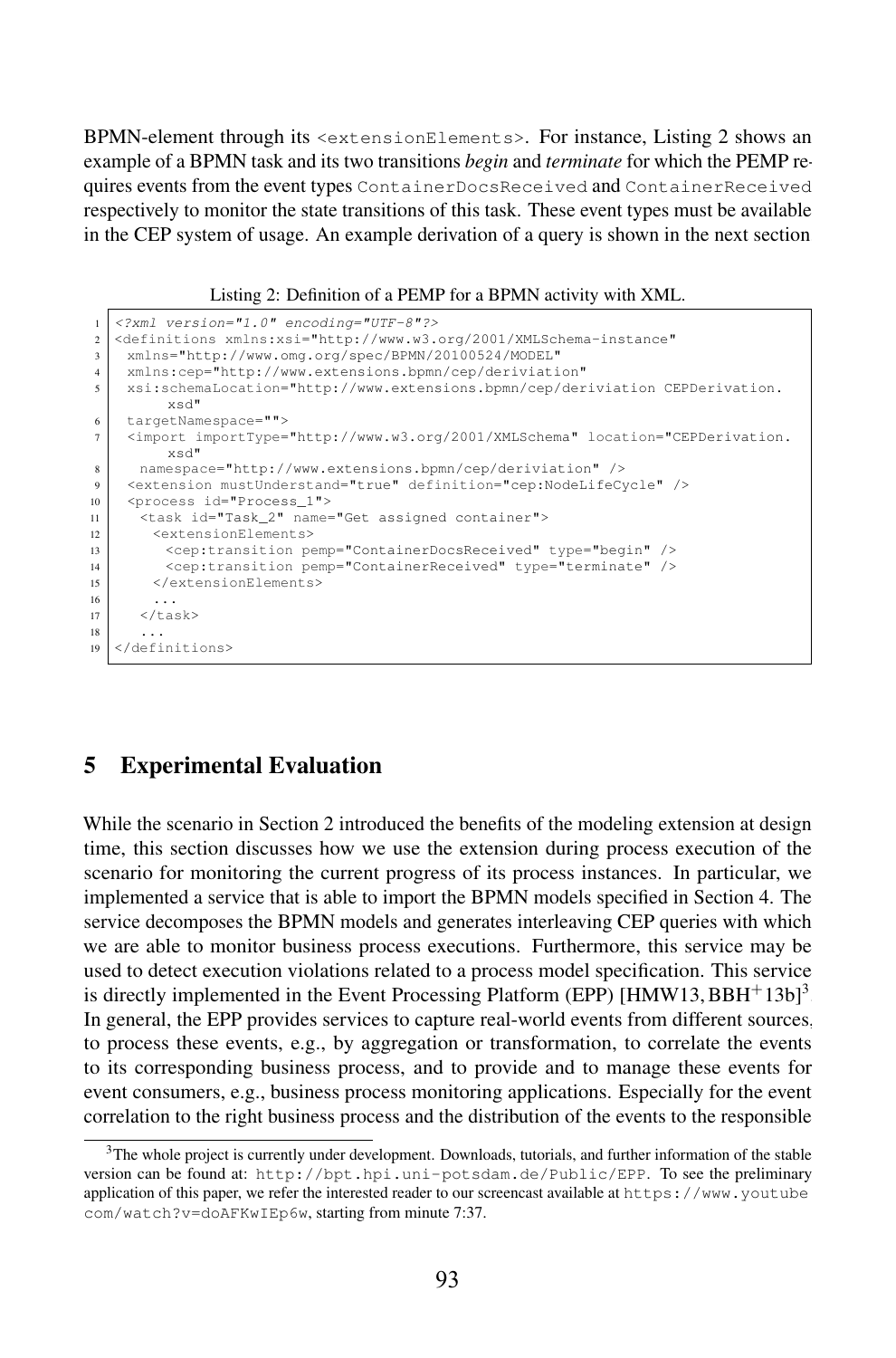BPMN-element through its `<extensionElements>`. For instance, Listing 2 shows an example of a BPMN task and its two transitions *begin* and *terminate* for which the PEMP requires events from the event types `ContainerDocsReceived` and `ContainerReceived` respectively to monitor the state transitions of this task. These event types must be available in the CEP system of usage. An example derivation of a query is shown in the next section

Listing 2: Definition of a PEMP for a BPMN activity with XML.

```
<?xml version="1.0" encoding="UTF-8"?>
<definitions xmlns:xsi="http://www.w3.org/2001/XMLSchema-instance"
 xmlns="http://www.omg.org/spec/BPMN/20100524/MODEL"
 xmlns:cep="http://www.extensions.bpmn/cep/deriviation"
 xsi:schemaLocation="http://www.extensions.bpmn/cep/deriviation CEPDerivation.
     xsd"
 targetNamespace="">
 <import importType="http://www.w3.org/2001/XMLSchema" location="CEPDerivation.
     xsd"
   namespace="http://www.extensions.bpmn/cep/deriviation" />
 <extension mustUnderstand="true" definition="cep:NodeLifeCycle" />
 <process id="Process_1">
   <task id="Task_2" name="Get assigned container">
     <extensionElements>
       <cep:transition pemp="ContainerDocsReceived" type="begin" />
       <cep:transition pemp="ContainerReceived" type="terminate" />
     </extensionElements>
     ...
   </task>
   ...
</definitions>
```

## 5 Experimental Evaluation

While the scenario in Section 2 introduced the benefits of the modeling extension at design time, this section discusses how we use the extension during process execution of the scenario for monitoring the current progress of its process instances. In particular, we implemented a service that is able to import the BPMN models specified in Section 4. The service decomposes the BPMN models and generates interleaving CEP queries with which we are able to monitor business process executions. Furthermore, this service may be used to detect execution violations related to a process model specification. This service is directly implemented in the Event Processing Platform (EPP) [HMW13, BBH+13b][3]. In general, the EPP provides services to capture real-world events from different sources, to process these events, e.g., by aggregation or transformation, to correlate the events to its corresponding business process, and to provide and to manage these events for event consumers, e.g., business process monitoring applications. Especially for the event correlation to the right business process and the distribution of the events to the responsible

[3] The whole project is currently under development. Downloads, tutorials, and further information of the stable version can be found at: http://bpt.hpi.uni-potsdam.de/Public/EPP. To see the preliminary application of this paper, we refer the interested reader to our screencast available at https://www.youtube.com/watch?v=doAFKwIEp6w, starting from minute 7:37.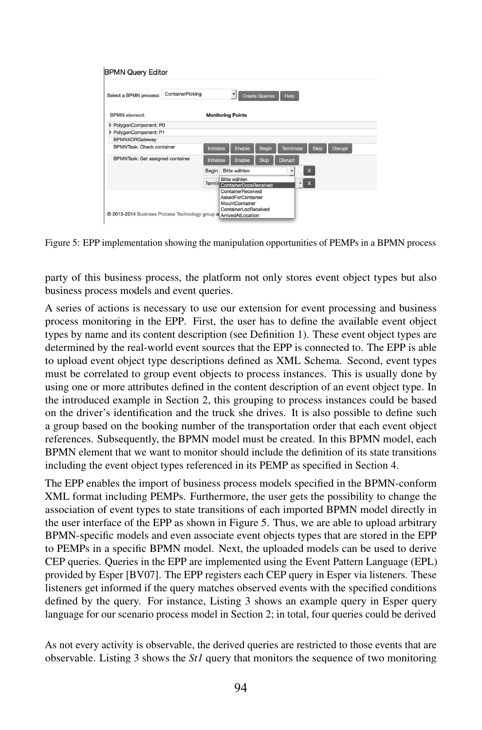Figure 5: EPP implementation showing the manipulation opportunities of PEMPs in a BPMN process

party of this business process, the platform not only stores event object types but also business process models and event queries.

A series of actions is necessary to use our extension for event processing and business process monitoring in the EPP. First, the user has to define the available event object types by name and its content description (see Definition 1). These event object types are determined by the real-world event sources that the EPP is connected to. The EPP is able to upload event object type descriptions defined as XML Schema. Second, event types must be correlated to group event objects to process instances. This is usually done by using one or more attributes defined in the content description of an event object type. In the introduced example in Section 2, this grouping to process instances could be based on the driver's identification and the truck she drives. It is also possible to define such a group based on the booking number of the transportation order that each event object references. Subsequently, the BPMN model must be created. In this BPMN model, each BPMN element that we want to monitor should include the definition of its state transitions including the event object types referenced in its PEMP as specified in Section 4.

The EPP enables the import of business process models specified in the BPMN-conform XML format including PEMPs. Furthermore, the user gets the possibility to change the association of event types to state transitions of each imported BPMN model directly in the user interface of the EPP as shown in Figure 5. Thus, we are able to upload arbitrary BPMN-specific models and even associate event objects types that are stored in the EPP to PEMPs in a specific BPMN model. Next, the uploaded models can be used to derive CEP queries. Queries in the EPP are implemented using the Event Pattern Language (EPL) provided by Esper [BV07]. The EPP registers each CEP query in Esper via listeners. These listeners get informed if the query matches observed events with the specified conditions defined by the query. For instance, Listing 3 shows an example query in Esper query language for our scenario process model in Section 2; in total, four queries could be derived

As not every activity is observable, the derived queries are restricted to those events that are observable. Listing 3 shows the *St1* query that monitors the sequence of two monitoring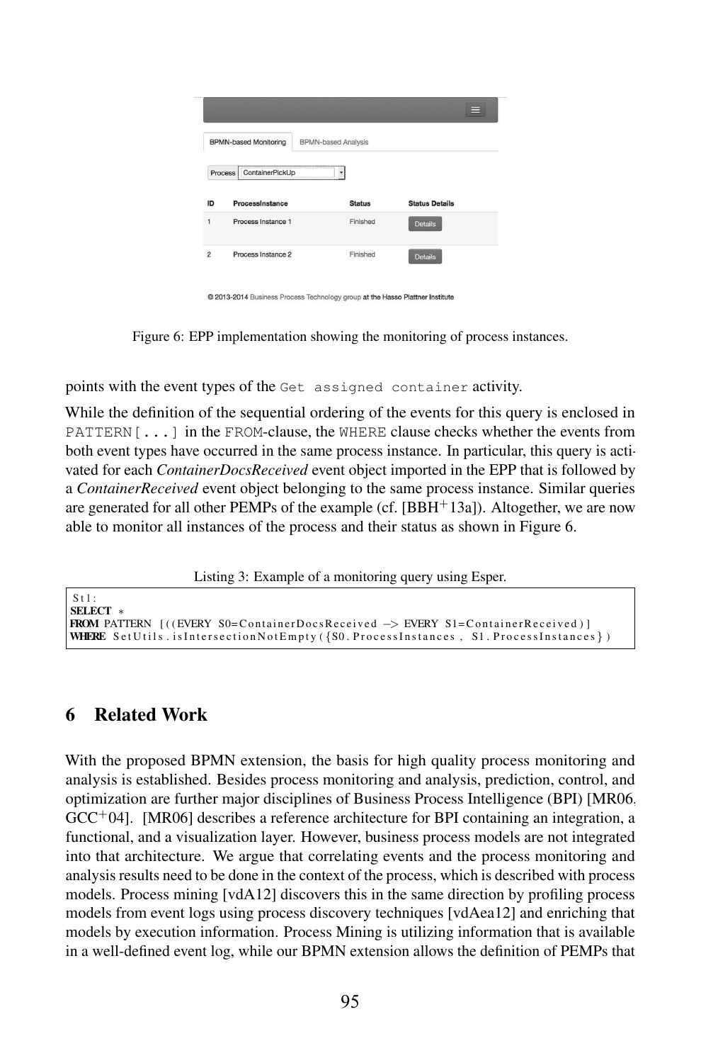Figure 6: EPP implementation showing the monitoring of process instances.

points with the event types of the `Get assigned container` activity.

While the definition of the sequential ordering of the events for this query is enclosed in `PATTERN[...]` in the `FROM`-clause, the `WHERE` clause checks whether the events from both event types have occurred in the same process instance. In particular, this query is activated for each *ContainerDocsReceived* event object imported in the EPP that is followed by a *ContainerReceived* event object belonging to the same process instance. Similar queries are generated for all other PEMPs of the example (cf. [BBH+13a]). Altogether, we are now able to monitor all instances of the process and their status as shown in Figure 6.

Listing 3: Example of a monitoring query using Esper.

```
St1:
SELECT *
FROM PATTERN [((EVERY S0=ContainerDocsReceived -> EVERY S1=ContainerReceived)]
WHERE SetUtils.isIntersectionNotEmpty({S0.ProcessInstances, S1.ProcessInstances})
```

## 6 Related Work

With the proposed BPMN extension, the basis for high quality process monitoring and analysis is established. Besides process monitoring and analysis, prediction, control, and optimization are further major disciplines of Business Process Intelligence (BPI) [MR06, GCC+04]. [MR06] describes a reference architecture for BPI containing an integration, a functional, and a visualization layer. However, business process models are not integrated into that architecture. We argue that correlating events and the process monitoring and analysis results need to be done in the context of the process, which is described with process models. Process mining [vdA12] discovers this in the same direction by profiling process models from event logs using process discovery techniques [vdAea12] and enriching that models by execution information. Process Mining is utilizing information that is available in a well-defined event log, while our BPMN extension allows the definition of PEMPs that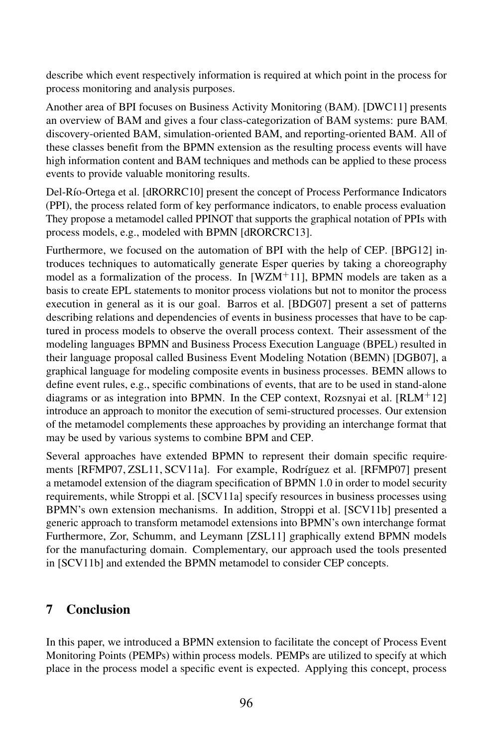describe which event respectively information is required at which point in the process for process monitoring and analysis purposes.

Another area of BPI focuses on Business Activity Monitoring (BAM). [DWC11] presents an overview of BAM and gives a four class-categorization of BAM systems: pure BAM, discovery-oriented BAM, simulation-oriented BAM, and reporting-oriented BAM. All of these classes benefit from the BPMN extension as the resulting process events will have high information content and BAM techniques and methods can be applied to these process events to provide valuable monitoring results.

Del-Río-Ortega et al. [dRORRC10] present the concept of Process Performance Indicators (PPI), the process related form of key performance indicators, to enable process evaluation. They propose a metamodel called PPINOT that supports the graphical notation of PPIs with process models, e.g., modeled with BPMN [dRORCRC13].

Furthermore, we focused on the automation of BPI with the help of CEP. [BPG12] introduces techniques to automatically generate Esper queries by taking a choreography model as a formalization of the process. In [WZM$^+$11], BPMN models are taken as a basis to create EPL statements to monitor process violations but not to monitor the process execution in general as it is our goal. Barros et al. [BDG07] present a set of patterns describing relations and dependencies of events in business processes that have to be captured in process models to observe the overall process context. Their assessment of the modeling languages BPMN and Business Process Execution Language (BPEL) resulted in their language proposal called Business Event Modeling Notation (BEMN) [DGB07], a graphical language for modeling composite events in business processes. BEMN allows to define event rules, e.g., specific combinations of events, that are to be used in stand-alone diagrams or as integration into BPMN. In the CEP context, Rozsnyai et al. [RLM$^+$12] introduce an approach to monitor the execution of semi-structured processes. Our extension of the metamodel complements these approaches by providing an interchange format that may be used by various systems to combine BPM and CEP.

Several approaches have extended BPMN to represent their domain specific requirements [RFMP07, ZSL11, SCV11a]. For example, Rodríguez et al. [RFMP07] present a metamodel extension of the diagram specification of BPMN 1.0 in order to model security requirements, while Stroppi et al. [SCV11a] specify resources in business processes using BPMN's own extension mechanisms. In addition, Stroppi et al. [SCV11b] presented a generic approach to transform metamodel extensions into BPMN's own interchange format. Furthermore, Zor, Schumm, and Leymann [ZSL11] graphically extend BPMN models for the manufacturing domain. Complementary, our approach used the tools presented in [SCV11b] and extended the BPMN metamodel to consider CEP concepts.

## 7 Conclusion

In this paper, we introduced a BPMN extension to facilitate the concept of Process Event Monitoring Points (PEMPs) within process models. PEMPs are utilized to specify at which place in the process model a specific event is expected. Applying this concept, process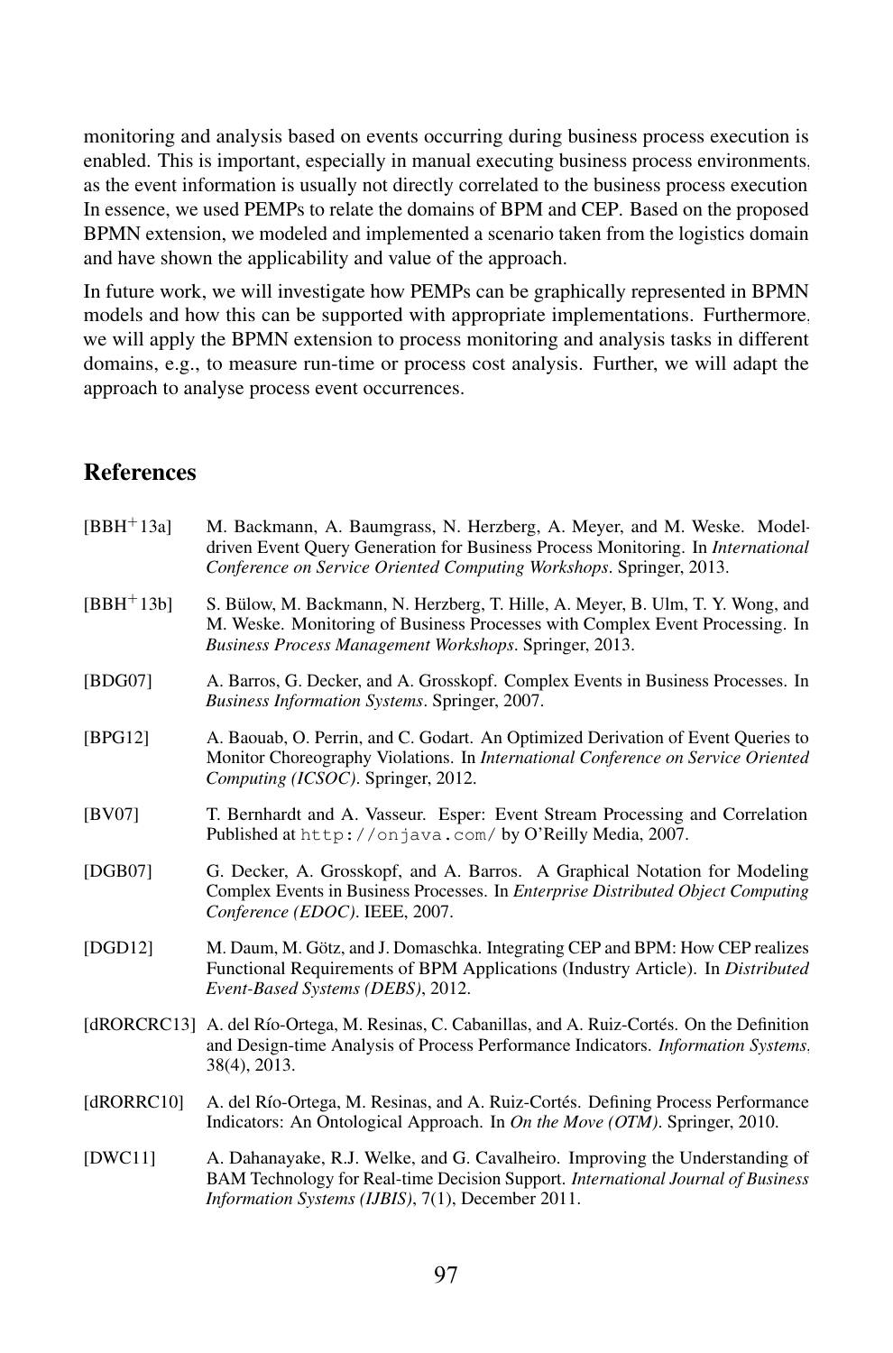monitoring and analysis based on events occurring during business process execution is enabled. This is important, especially in manual executing business process environments, as the event information is usually not directly correlated to the business process execution. In essence, we used PEMPs to relate the domains of BPM and CEP. Based on the proposed BPMN extension, we modeled and implemented a scenario taken from the logistics domain and have shown the applicability and value of the approach.

In future work, we will investigate how PEMPs can be graphically represented in BPMN models and how this can be supported with appropriate implementations. Furthermore, we will apply the BPMN extension to process monitoring and analysis tasks in different domains, e.g., to measure run-time or process cost analysis. Further, we will adapt the approach to analyse process event occurrences.

## References

[BBH+13a] M. Backmann, A. Baumgrass, N. Herzberg, A. Meyer, and M. Weske. Model-driven Event Query Generation for Business Process Monitoring. In *International Conference on Service Oriented Computing Workshops*. Springer, 2013.

[BBH+13b] S. Bülow, M. Backmann, N. Herzberg, T. Hille, A. Meyer, B. Ulm, T. Y. Wong, and M. Weske. Monitoring of Business Processes with Complex Event Processing. In *Business Process Management Workshops*. Springer, 2013.

[BDG07] A. Barros, G. Decker, and A. Grosskopf. Complex Events in Business Processes. In *Business Information Systems*. Springer, 2007.

[BPG12] A. Baouab, O. Perrin, and C. Godart. An Optimized Derivation of Event Queries to Monitor Choreography Violations. In *International Conference on Service Oriented Computing (ICSOC)*. Springer, 2012.

[BV07] T. Bernhardt and A. Vasseur. Esper: Event Stream Processing and Correlation. Published at `http://onjava.com/` by O'Reilly Media, 2007.

[DGB07] G. Decker, A. Grosskopf, and A. Barros. A Graphical Notation for Modeling Complex Events in Business Processes. In *Enterprise Distributed Object Computing Conference (EDOC)*. IEEE, 2007.

[DGD12] M. Daum, M. Götz, and J. Domaschka. Integrating CEP and BPM: How CEP realizes Functional Requirements of BPM Applications (Industry Article). In *Distributed Event-Based Systems (DEBS)*, 2012.

[dRORCRC13] A. del Río-Ortega, M. Resinas, C. Cabanillas, and A. Ruiz-Cortés. On the Definition and Design-time Analysis of Process Performance Indicators. *Information Systems*, 38(4), 2013.

[dRORRC10] A. del Río-Ortega, M. Resinas, and A. Ruiz-Cortés. Defining Process Performance Indicators: An Ontological Approach. In *On the Move (OTM)*. Springer, 2010.

[DWC11] A. Dahanayake, R.J. Welke, and G. Cavalheiro. Improving the Understanding of BAM Technology for Real-time Decision Support. *International Journal of Business Information Systems (IJBIS)*, 7(1), December 2011.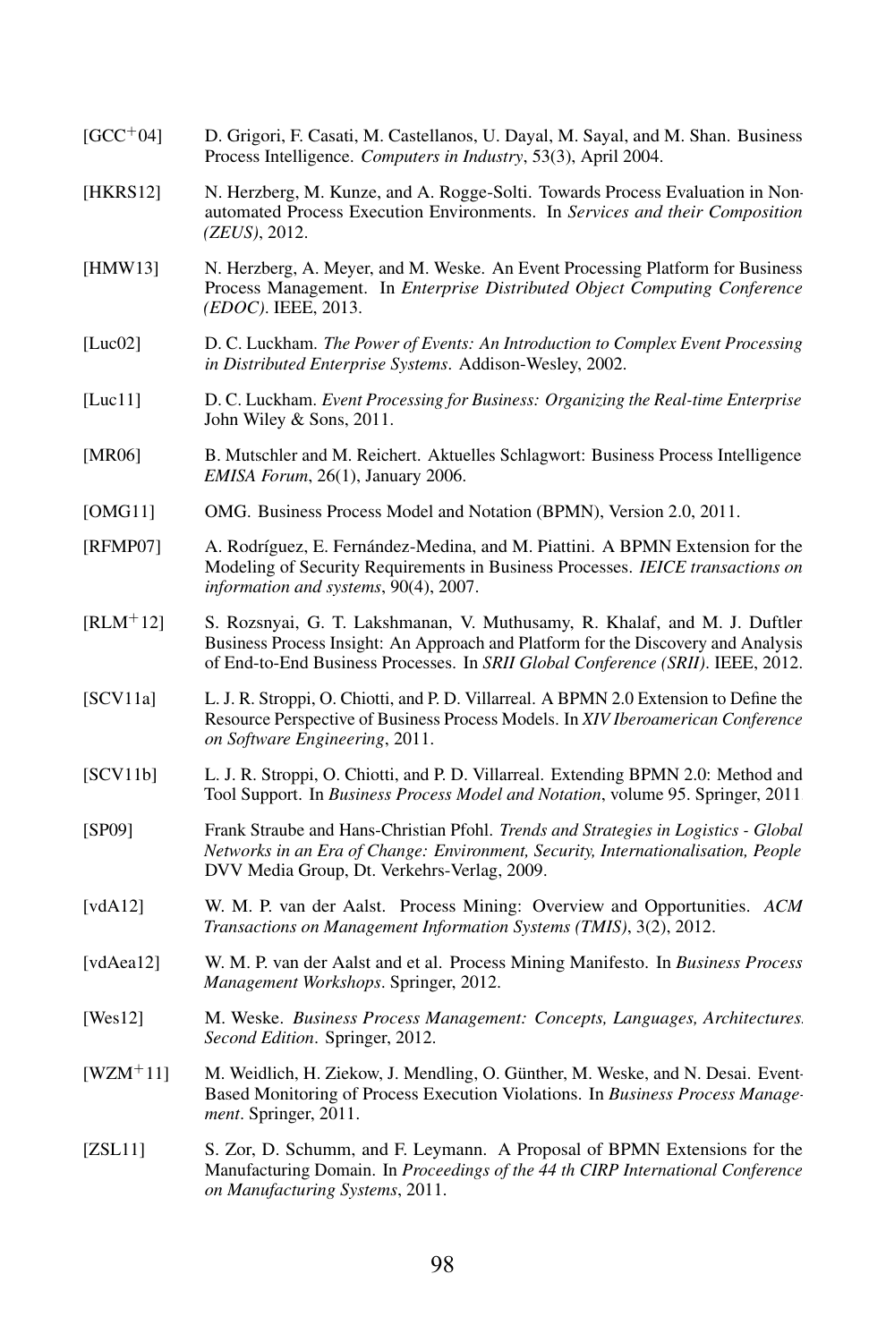[GCC+04] D. Grigori, F. Casati, M. Castellanos, U. Dayal, M. Sayal, and M. Shan. Business Process Intelligence. *Computers in Industry*, 53(3), April 2004.

[HKRS12] N. Herzberg, M. Kunze, and A. Rogge-Solti. Towards Process Evaluation in Non-automated Process Execution Environments. In *Services and their Composition (ZEUS)*, 2012.

[HMW13] N. Herzberg, A. Meyer, and M. Weske. An Event Processing Platform for Business Process Management. In *Enterprise Distributed Object Computing Conference (EDOC)*. IEEE, 2013.

[Luc02] D. C. Luckham. *The Power of Events: An Introduction to Complex Event Processing in Distributed Enterprise Systems*. Addison-Wesley, 2002.

[Luc11] D. C. Luckham. *Event Processing for Business: Organizing the Real-time Enterprise* John Wiley & Sons, 2011.

[MR06] B. Mutschler and M. Reichert. Aktuelles Schlagwort: Business Process Intelligence *EMISA Forum*, 26(1), January 2006.

[OMG11] OMG. Business Process Model and Notation (BPMN), Version 2.0, 2011.

[RFMP07] A. Rodríguez, E. Fernández-Medina, and M. Piattini. A BPMN Extension for the Modeling of Security Requirements in Business Processes. *IEICE transactions on information and systems*, 90(4), 2007.

[RLM+12] S. Rozsnyai, G. T. Lakshmanan, V. Muthusamy, R. Khalaf, and M. J. Duftler Business Process Insight: An Approach and Platform for the Discovery and Analysis of End-to-End Business Processes. In *SRII Global Conference (SRII)*. IEEE, 2012.

[SCV11a] L. J. R. Stroppi, O. Chiotti, and P. D. Villarreal. A BPMN 2.0 Extension to Define the Resource Perspective of Business Process Models. In *XIV Iberoamerican Conference on Software Engineering*, 2011.

[SCV11b] L. J. R. Stroppi, O. Chiotti, and P. D. Villarreal. Extending BPMN 2.0: Method and Tool Support. In *Business Process Model and Notation*, volume 95. Springer, 2011.

[SP09] Frank Straube and Hans-Christian Pfohl. *Trends and Strategies in Logistics - Global Networks in an Era of Change: Environment, Security, Internationalisation, People* DVV Media Group, Dt. Verkehrs-Verlag, 2009.

[vdA12] W. M. P. van der Aalst. Process Mining: Overview and Opportunities. *ACM Transactions on Management Information Systems (TMIS)*, 3(2), 2012.

[vdAea12] W. M. P. van der Aalst and et al. Process Mining Manifesto. In *Business Process Management Workshops*. Springer, 2012.

[Wes12] M. Weske. *Business Process Management: Concepts, Languages, Architectures. Second Edition*. Springer, 2012.

[WZM+11] M. Weidlich, H. Ziekow, J. Mendling, O. Günther, M. Weske, and N. Desai. Event-Based Monitoring of Process Execution Violations. In *Business Process Management*. Springer, 2011.

[ZSL11] S. Zor, D. Schumm, and F. Leymann. A Proposal of BPMN Extensions for the Manufacturing Domain. In *Proceedings of the 44 th CIRP International Conference on Manufacturing Systems*, 2011.